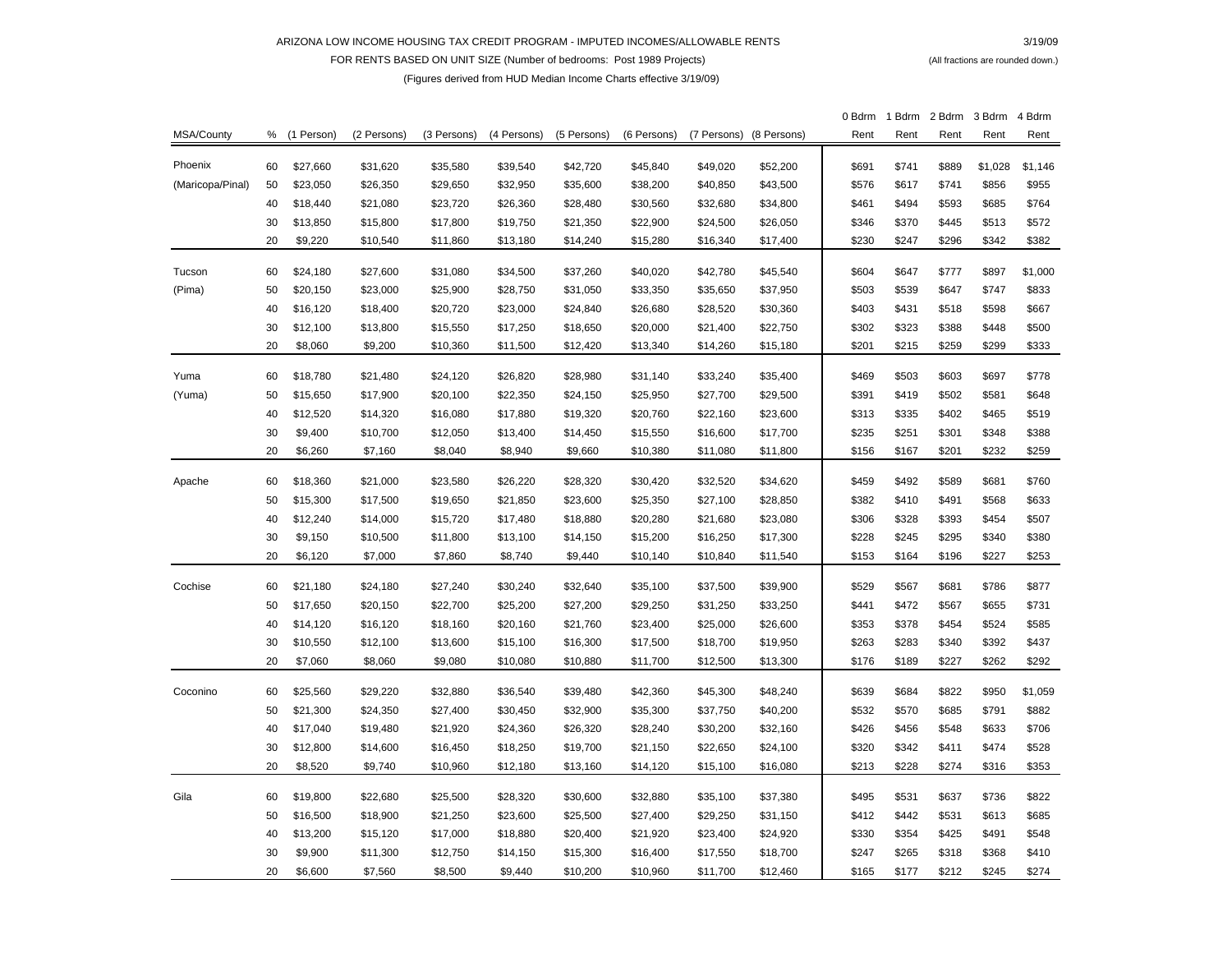ARIZONA LOW INCOME HOUSING TAX CREDIT PROGRAM - IMPUTED INCOMES/ALLOWABLE RENTS 3/19/09

FOR RENTS BASED ON UNIT SIZE (Number of bedrooms: Post 1989 Projects) (All fractions are rounded down.)

(Figures derived from HUD Median Income Charts effective 3/19/09)

| MSA/County | % | (1 Person) | (2 Persons) | (3 Persons) | (4 Persons) | (5 Persons) | (6 Persons) | (7 Persons) | (8 Persons) | 0 Bdrm Rent | 1 Bdrm Rent | 2 Bdrm Rent | 3 Bdrm Rent | 4 Bdrm Rent |
|---|---|---|---|---|---|---|---|---|---|---|---|---|---|---|
| Phoenix | 60 | $27,660 | $31,620 | $35,580 | $39,540 | $42,720 | $45,840 | $49,020 | $52,200 | $691 | $741 | $889 | $1,028 | $1,146 |
| (Maricopa/Pinal) | 50 | $23,050 | $26,350 | $29,650 | $32,950 | $35,600 | $38,200 | $40,850 | $43,500 | $576 | $617 | $741 | $856 | $955 |
| | 40 | $18,440 | $21,080 | $23,720 | $26,360 | $28,480 | $30,560 | $32,680 | $34,800 | $461 | $494 | $593 | $685 | $764 |
| | 30 | $13,850 | $15,800 | $17,800 | $19,750 | $21,350 | $22,900 | $24,500 | $26,050 | $346 | $370 | $445 | $513 | $572 |
| | 20 | $9,220 | $10,540 | $11,860 | $13,180 | $14,240 | $15,280 | $16,340 | $17,400 | $230 | $247 | $296 | $342 | $382 |
| Tucson | 60 | $24,180 | $27,600 | $31,080 | $34,500 | $37,260 | $40,020 | $42,780 | $45,540 | $604 | $647 | $777 | $897 | $1,000 |
| (Pima) | 50 | $20,150 | $23,000 | $25,900 | $28,750 | $31,050 | $33,350 | $35,650 | $37,950 | $503 | $539 | $647 | $747 | $833 |
| | 40 | $16,120 | $18,400 | $20,720 | $23,000 | $24,840 | $26,680 | $28,520 | $30,360 | $403 | $431 | $518 | $598 | $667 |
| | 30 | $12,100 | $13,800 | $15,550 | $17,250 | $18,650 | $20,000 | $21,400 | $22,750 | $302 | $323 | $388 | $448 | $500 |
| | 20 | $8,060 | $9,200 | $10,360 | $11,500 | $12,420 | $13,340 | $14,260 | $15,180 | $201 | $215 | $259 | $299 | $333 |
| Yuma | 60 | $18,780 | $21,480 | $24,120 | $26,820 | $28,980 | $31,140 | $33,240 | $35,400 | $469 | $503 | $603 | $697 | $778 |
| (Yuma) | 50 | $15,650 | $17,900 | $20,100 | $22,350 | $24,150 | $25,950 | $27,700 | $29,500 | $391 | $419 | $502 | $581 | $648 |
| | 40 | $12,520 | $14,320 | $16,080 | $17,880 | $19,320 | $20,760 | $22,160 | $23,600 | $313 | $335 | $402 | $465 | $519 |
| | 30 | $9,400 | $10,700 | $12,050 | $13,400 | $14,450 | $15,550 | $16,600 | $17,700 | $235 | $251 | $301 | $348 | $388 |
| | 20 | $6,260 | $7,160 | $8,040 | $8,940 | $9,660 | $10,380 | $11,080 | $11,800 | $156 | $167 | $201 | $232 | $259 |
| Apache | 60 | $18,360 | $21,000 | $23,580 | $26,220 | $28,320 | $30,420 | $32,520 | $34,620 | $459 | $492 | $589 | $681 | $760 |
| | 50 | $15,300 | $17,500 | $19,650 | $21,850 | $23,600 | $25,350 | $27,100 | $28,850 | $382 | $410 | $491 | $568 | $633 |
| | 40 | $12,240 | $14,000 | $15,720 | $17,480 | $18,880 | $20,280 | $21,680 | $23,080 | $306 | $328 | $393 | $454 | $507 |
| | 30 | $9,150 | $10,500 | $11,800 | $13,100 | $14,150 | $15,200 | $16,250 | $17,300 | $228 | $245 | $295 | $340 | $380 |
| | 20 | $6,120 | $7,000 | $7,860 | $8,740 | $9,440 | $10,140 | $10,840 | $11,540 | $153 | $164 | $196 | $227 | $253 |
| Cochise | 60 | $21,180 | $24,180 | $27,240 | $30,240 | $32,640 | $35,100 | $37,500 | $39,900 | $529 | $567 | $681 | $786 | $877 |
| | 50 | $17,650 | $20,150 | $22,700 | $25,200 | $27,200 | $29,250 | $31,250 | $33,250 | $441 | $472 | $567 | $655 | $731 |
| | 40 | $14,120 | $16,120 | $18,160 | $20,160 | $21,760 | $23,400 | $25,000 | $26,600 | $353 | $378 | $454 | $524 | $585 |
| | 30 | $10,550 | $12,100 | $13,600 | $15,100 | $16,300 | $17,500 | $18,700 | $19,950 | $263 | $283 | $340 | $392 | $437 |
| | 20 | $7,060 | $8,060 | $9,080 | $10,080 | $10,880 | $11,700 | $12,500 | $13,300 | $176 | $189 | $227 | $262 | $292 |
| Coconino | 60 | $25,560 | $29,220 | $32,880 | $36,540 | $39,480 | $42,360 | $45,300 | $48,240 | $639 | $684 | $822 | $950 | $1,059 |
| | 50 | $21,300 | $24,350 | $27,400 | $30,450 | $32,900 | $35,300 | $37,750 | $40,200 | $532 | $570 | $685 | $791 | $882 |
| | 40 | $17,040 | $19,480 | $21,920 | $24,360 | $26,320 | $28,240 | $30,200 | $32,160 | $426 | $456 | $548 | $633 | $706 |
| | 30 | $12,800 | $14,600 | $16,450 | $18,250 | $19,700 | $21,150 | $22,650 | $24,100 | $320 | $342 | $411 | $474 | $528 |
| | 20 | $8,520 | $9,740 | $10,960 | $12,180 | $13,160 | $14,120 | $15,100 | $16,080 | $213 | $228 | $274 | $316 | $353 |
| Gila | 60 | $19,800 | $22,680 | $25,500 | $28,320 | $30,600 | $32,880 | $35,100 | $37,380 | $495 | $531 | $637 | $736 | $822 |
| | 50 | $16,500 | $18,900 | $21,250 | $23,600 | $25,500 | $27,400 | $29,250 | $31,150 | $412 | $442 | $531 | $613 | $685 |
| | 40 | $13,200 | $15,120 | $17,000 | $18,880 | $20,400 | $21,920 | $23,400 | $24,920 | $330 | $354 | $425 | $491 | $548 |
| | 30 | $9,900 | $11,300 | $12,750 | $14,150 | $15,300 | $16,400 | $17,550 | $18,700 | $247 | $265 | $318 | $368 | $410 |
| | 20 | $6,600 | $7,560 | $8,500 | $9,440 | $10,200 | $10,960 | $11,700 | $12,460 | $165 | $177 | $212 | $245 | $274 |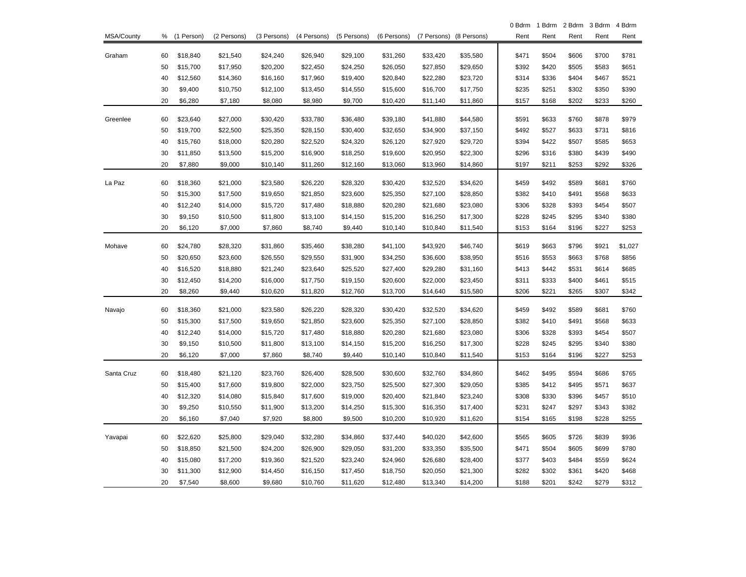| MSA/County | % | (1 Person) | (2 Persons) | (3 Persons) | (4 Persons) | (5 Persons) | (6 Persons) | (7 Persons) | (8 Persons) | 0 Bdrm Rent | 1 Bdrm Rent | 2 Bdrm Rent | 3 Bdrm Rent | 4 Bdrm Rent |
|---|---|---|---|---|---|---|---|---|---|---|---|---|---|---|
| Graham | 60 | $18,840 | $21,540 | $24,240 | $26,940 | $29,100 | $31,260 | $33,420 | $35,580 | $471 | $504 | $606 | $700 | $781 |
| | 50 | $15,700 | $17,950 | $20,200 | $22,450 | $24,250 | $26,050 | $27,850 | $29,650 | $392 | $420 | $505 | $583 | $651 |
| | 40 | $12,560 | $14,360 | $16,160 | $17,960 | $19,400 | $20,840 | $22,280 | $23,720 | $314 | $336 | $404 | $467 | $521 |
| | 30 | $9,400 | $10,750 | $12,100 | $13,450 | $14,550 | $15,600 | $16,700 | $17,750 | $235 | $251 | $302 | $350 | $390 |
| | 20 | $6,280 | $7,180 | $8,080 | $8,980 | $9,700 | $10,420 | $11,140 | $11,860 | $157 | $168 | $202 | $233 | $260 |
| Greenlee | 60 | $23,640 | $27,000 | $30,420 | $33,780 | $36,480 | $39,180 | $41,880 | $44,580 | $591 | $633 | $760 | $878 | $979 |
| | 50 | $19,700 | $22,500 | $25,350 | $28,150 | $30,400 | $32,650 | $34,900 | $37,150 | $492 | $527 | $633 | $731 | $816 |
| | 40 | $15,760 | $18,000 | $20,280 | $22,520 | $24,320 | $26,120 | $27,920 | $29,720 | $394 | $422 | $507 | $585 | $653 |
| | 30 | $11,850 | $13,500 | $15,200 | $16,900 | $18,250 | $19,600 | $20,950 | $22,300 | $296 | $316 | $380 | $439 | $490 |
| | 20 | $7,880 | $9,000 | $10,140 | $11,260 | $12,160 | $13,060 | $13,960 | $14,860 | $197 | $211 | $253 | $292 | $326 |
| La Paz | 60 | $18,360 | $21,000 | $23,580 | $26,220 | $28,320 | $30,420 | $32,520 | $34,620 | $459 | $492 | $589 | $681 | $760 |
| | 50 | $15,300 | $17,500 | $19,650 | $21,850 | $23,600 | $25,350 | $27,100 | $28,850 | $382 | $410 | $491 | $568 | $633 |
| | 40 | $12,240 | $14,000 | $15,720 | $17,480 | $18,880 | $20,280 | $21,680 | $23,080 | $306 | $328 | $393 | $454 | $507 |
| | 30 | $9,150 | $10,500 | $11,800 | $13,100 | $14,150 | $15,200 | $16,250 | $17,300 | $228 | $245 | $295 | $340 | $380 |
| | 20 | $6,120 | $7,000 | $7,860 | $8,740 | $9,440 | $10,140 | $10,840 | $11,540 | $153 | $164 | $196 | $227 | $253 |
| Mohave | 60 | $24,780 | $28,320 | $31,860 | $35,460 | $38,280 | $41,100 | $43,920 | $46,740 | $619 | $663 | $796 | $921 | $1,027 |
| | 50 | $20,650 | $23,600 | $26,550 | $29,550 | $31,900 | $34,250 | $36,600 | $38,950 | $516 | $553 | $663 | $768 | $856 |
| | 40 | $16,520 | $18,880 | $21,240 | $23,640 | $25,520 | $27,400 | $29,280 | $31,160 | $413 | $442 | $531 | $614 | $685 |
| | 30 | $12,450 | $14,200 | $16,000 | $17,750 | $19,150 | $20,600 | $22,000 | $23,450 | $311 | $333 | $400 | $461 | $515 |
| | 20 | $8,260 | $9,440 | $10,620 | $11,820 | $12,760 | $13,700 | $14,640 | $15,580 | $206 | $221 | $265 | $307 | $342 |
| Navajo | 60 | $18,360 | $21,000 | $23,580 | $26,220 | $28,320 | $30,420 | $32,520 | $34,620 | $459 | $492 | $589 | $681 | $760 |
| | 50 | $15,300 | $17,500 | $19,650 | $21,850 | $23,600 | $25,350 | $27,100 | $28,850 | $382 | $410 | $491 | $568 | $633 |
| | 40 | $12,240 | $14,000 | $15,720 | $17,480 | $18,880 | $20,280 | $21,680 | $23,080 | $306 | $328 | $393 | $454 | $507 |
| | 30 | $9,150 | $10,500 | $11,800 | $13,100 | $14,150 | $15,200 | $16,250 | $17,300 | $228 | $245 | $295 | $340 | $380 |
| | 20 | $6,120 | $7,000 | $7,860 | $8,740 | $9,440 | $10,140 | $10,840 | $11,540 | $153 | $164 | $196 | $227 | $253 |
| Santa Cruz | 60 | $18,480 | $21,120 | $23,760 | $26,400 | $28,500 | $30,600 | $32,760 | $34,860 | $462 | $495 | $594 | $686 | $765 |
| | 50 | $15,400 | $17,600 | $19,800 | $22,000 | $23,750 | $25,500 | $27,300 | $29,050 | $385 | $412 | $495 | $571 | $637 |
| | 40 | $12,320 | $14,080 | $15,840 | $17,600 | $19,000 | $20,400 | $21,840 | $23,240 | $308 | $330 | $396 | $457 | $510 |
| | 30 | $9,250 | $10,550 | $11,900 | $13,200 | $14,250 | $15,300 | $16,350 | $17,400 | $231 | $247 | $297 | $343 | $382 |
| | 20 | $6,160 | $7,040 | $7,920 | $8,800 | $9,500 | $10,200 | $10,920 | $11,620 | $154 | $165 | $198 | $228 | $255 |
| Yavapai | 60 | $22,620 | $25,800 | $29,040 | $32,280 | $34,860 | $37,440 | $40,020 | $42,600 | $565 | $605 | $726 | $839 | $936 |
| | 50 | $18,850 | $21,500 | $24,200 | $26,900 | $29,050 | $31,200 | $33,350 | $35,500 | $471 | $504 | $605 | $699 | $780 |
| | 40 | $15,080 | $17,200 | $19,360 | $21,520 | $23,240 | $24,960 | $26,680 | $28,400 | $377 | $403 | $484 | $559 | $624 |
| | 30 | $11,300 | $12,900 | $14,450 | $16,150 | $17,450 | $18,750 | $20,050 | $21,300 | $282 | $302 | $361 | $420 | $468 |
| | 20 | $7,540 | $8,600 | $9,680 | $10,760 | $11,620 | $12,480 | $13,340 | $14,200 | $188 | $201 | $242 | $279 | $312 |